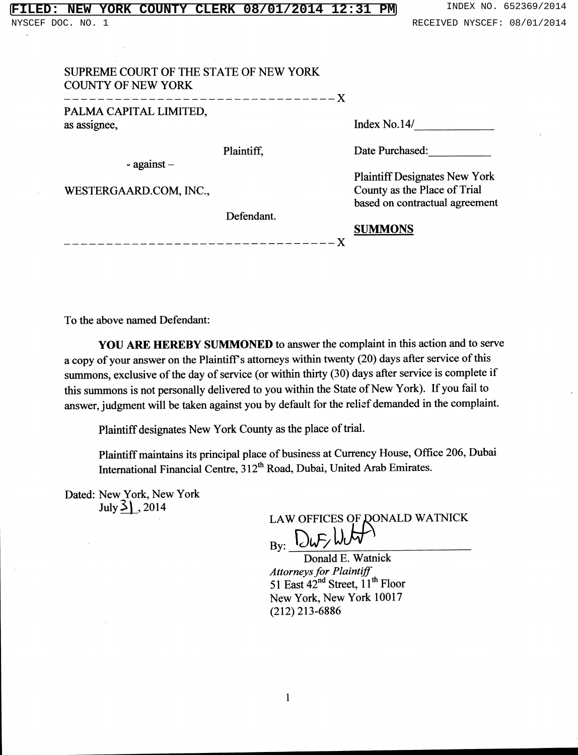FILED: NEW YORK COUNTY CLERK 08/01/2014 12:31 PM — INDEX NO. 652369/2014

NYSCEF DOC. NO. 1 — RECEIVED NYSCEF: 08/01/2014

SUPREME COURT OF THE STATE OF NEW YORK
COUNTY OF NEW YORK

---------------------------------X

PALMA CAPITAL LIMITED,
as assignee,

Plaintiff,

- against –

WESTERGAARD.COM, INC.,

Defendant.

---------------------------------X

Index No.14/____________

Date Purchased:__________

Plaintiff Designates New York County as the Place of Trial based on contractual agreement

**SUMMONS**

To the above named Defendant:

**YOU ARE HEREBY SUMMONED** to answer the complaint in this action and to serve a copy of your answer on the Plaintiff's attorneys within twenty (20) days after service of this summons, exclusive of the day of service (or within thirty (30) days after service is complete if this summons is not personally delivered to you within the State of New York). If you fail to answer, judgment will be taken against you by default for the relief demanded in the complaint.

Plaintiff designates New York County as the place of trial.

Plaintiff maintains its principal place of business at Currency House, Office 206, Dubai International Financial Centre, 312th Road, Dubai, United Arab Emirates.

Dated: New York, New York
July 31, 2014

LAW OFFICES OF DONALD WATNICK

By: ______________________________
Donald E. Watnick
*Attorneys for Plaintiff*
51 East 42nd Street, 11th Floor
New York, New York 10017
(212) 213-6886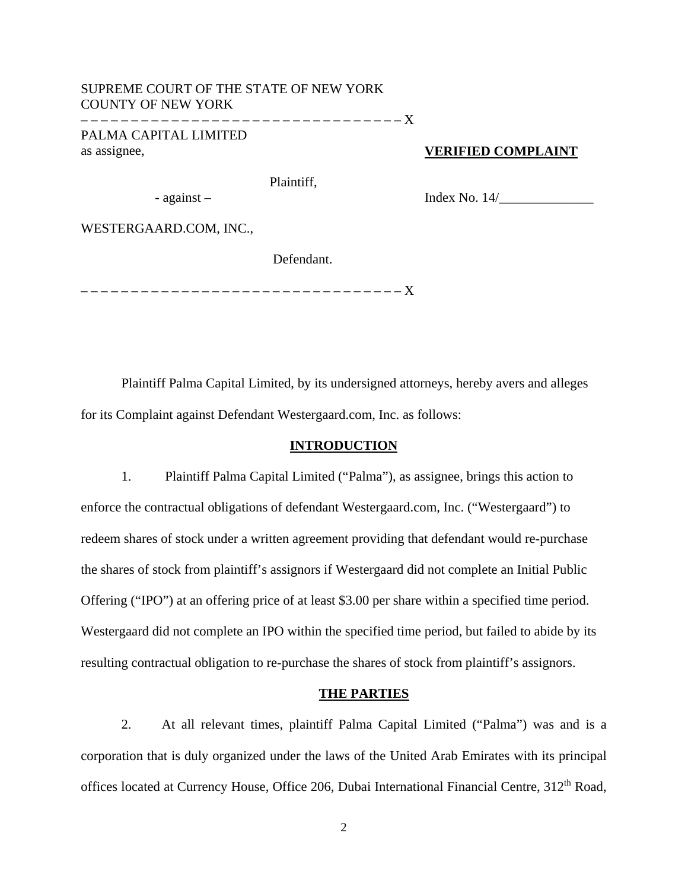SUPREME COURT OF THE STATE OF NEW YORK
COUNTY OF NEW YORK

– – – – – – – – – – – – – – – – – – – – – – – – – – – – – – – – – – X

PALMA CAPITAL LIMITED
as assignee,

Plaintiff,

- against –

WESTERGAARD.COM, INC.,

Defendant.

– – – – – – – – – – – – – – – – – – – – – – – – – – – – – – – – – – X

**VERIFIED COMPLAINT**

Index No. 14/______________

Plaintiff Palma Capital Limited, by its undersigned attorneys, hereby avers and alleges for its Complaint against Defendant Westergaard.com, Inc. as follows:

## INTRODUCTION

1. Plaintiff Palma Capital Limited ("Palma"), as assignee, brings this action to enforce the contractual obligations of defendant Westergaard.com, Inc. ("Westergaard") to redeem shares of stock under a written agreement providing that defendant would re-purchase the shares of stock from plaintiff's assignors if Westergaard did not complete an Initial Public Offering ("IPO") at an offering price of at least $3.00 per share within a specified time period. Westergaard did not complete an IPO within the specified time period, but failed to abide by its resulting contractual obligation to re-purchase the shares of stock from plaintiff's assignors.

## THE PARTIES

2. At all relevant times, plaintiff Palma Capital Limited ("Palma") was and is a corporation that is duly organized under the laws of the United Arab Emirates with its principal offices located at Currency House, Office 206, Dubai International Financial Centre, 312th Road,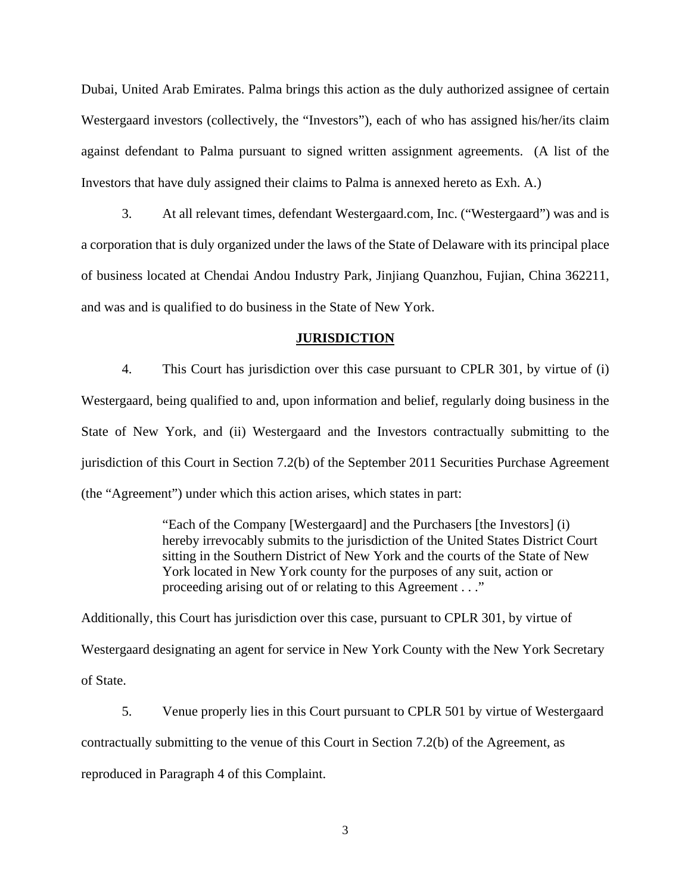Dubai, United Arab Emirates. Palma brings this action as the duly authorized assignee of certain Westergaard investors (collectively, the "Investors"), each of who has assigned his/her/its claim against defendant to Palma pursuant to signed written assignment agreements. (A list of the Investors that have duly assigned their claims to Palma is annexed hereto as Exh. A.)

3. At all relevant times, defendant Westergaard.com, Inc. ("Westergaard") was and is a corporation that is duly organized under the laws of the State of Delaware with its principal place of business located at Chendai Andou Industry Park, Jinjiang Quanzhou, Fujian, China 362211, and was and is qualified to do business in the State of New York.

## JURISDICTION

4. This Court has jurisdiction over this case pursuant to CPLR 301, by virtue of (i) Westergaard, being qualified to and, upon information and belief, regularly doing business in the State of New York, and (ii) Westergaard and the Investors contractually submitting to the jurisdiction of this Court in Section 7.2(b) of the September 2011 Securities Purchase Agreement (the "Agreement") under which this action arises, which states in part:

> "Each of the Company [Westergaard] and the Purchasers [the Investors] (i) hereby irrevocably submits to the jurisdiction of the United States District Court sitting in the Southern District of New York and the courts of the State of New York located in New York county for the purposes of any suit, action or proceeding arising out of or relating to this Agreement . . ."

Additionally, this Court has jurisdiction over this case, pursuant to CPLR 301, by virtue of Westergaard designating an agent for service in New York County with the New York Secretary of State.

5. Venue properly lies in this Court pursuant to CPLR 501 by virtue of Westergaard contractually submitting to the venue of this Court in Section 7.2(b) of the Agreement, as reproduced in Paragraph 4 of this Complaint.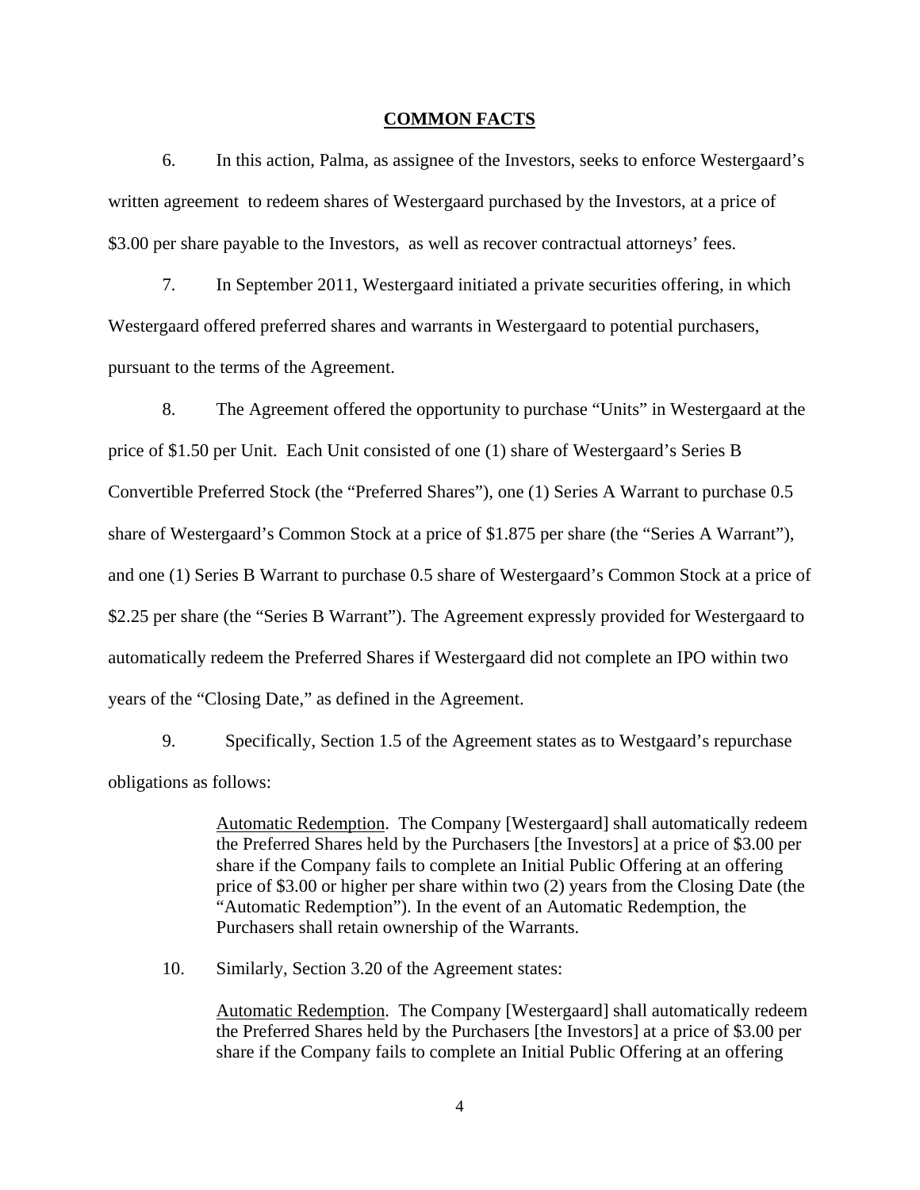## COMMON FACTS

6. In this action, Palma, as assignee of the Investors, seeks to enforce Westergaard's written agreement to redeem shares of Westergaard purchased by the Investors, at a price of $3.00 per share payable to the Investors, as well as recover contractual attorneys' fees.

7. In September 2011, Westergaard initiated a private securities offering, in which Westergaard offered preferred shares and warrants in Westergaard to potential purchasers, pursuant to the terms of the Agreement.

8. The Agreement offered the opportunity to purchase "Units" in Westergaard at the price of $1.50 per Unit. Each Unit consisted of one (1) share of Westergaard's Series B Convertible Preferred Stock (the "Preferred Shares"), one (1) Series A Warrant to purchase 0.5 share of Westergaard's Common Stock at a price of $1.875 per share (the "Series A Warrant"), and one (1) Series B Warrant to purchase 0.5 share of Westergaard's Common Stock at a price of $2.25 per share (the "Series B Warrant"). The Agreement expressly provided for Westergaard to automatically redeem the Preferred Shares if Westergaard did not complete an IPO within two years of the "Closing Date," as defined in the Agreement.

9. Specifically, Section 1.5 of the Agreement states as to Westgaard's repurchase obligations as follows:

> Automatic Redemption. The Company [Westergaard] shall automatically redeem the Preferred Shares held by the Purchasers [the Investors] at a price of $3.00 per share if the Company fails to complete an Initial Public Offering at an offering price of $3.00 or higher per share within two (2) years from the Closing Date (the "Automatic Redemption"). In the event of an Automatic Redemption, the Purchasers shall retain ownership of the Warrants.

10. Similarly, Section 3.20 of the Agreement states:

> Automatic Redemption. The Company [Westergaard] shall automatically redeem the Preferred Shares held by the Purchasers [the Investors] at a price of $3.00 per share if the Company fails to complete an Initial Public Offering at an offering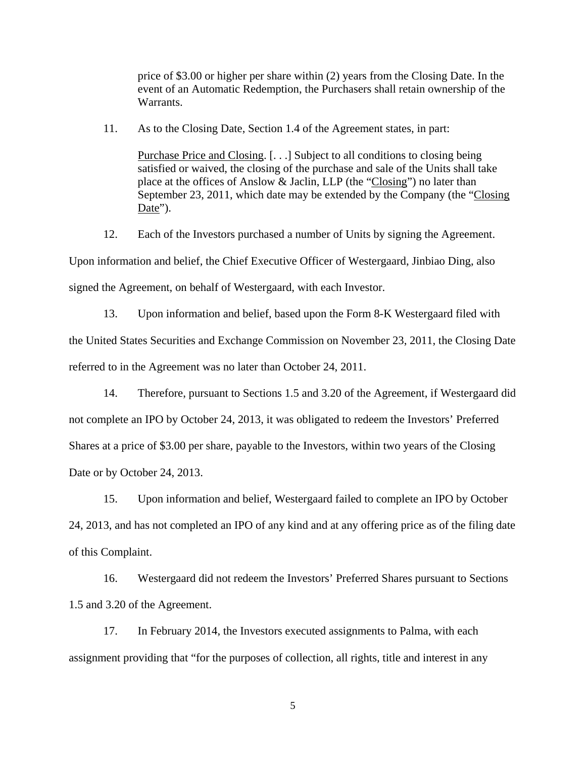> price of $3.00 or higher per share within (2) years from the Closing Date. In the event of an Automatic Redemption, the Purchasers shall retain ownership of the Warrants.

11. As to the Closing Date, Section 1.4 of the Agreement states, in part:

> Purchase Price and Closing. [. . .] Subject to all conditions to closing being satisfied or waived, the closing of the purchase and sale of the Units shall take place at the offices of Anslow & Jaclin, LLP (the "Closing") no later than September 23, 2011, which date may be extended by the Company (the "Closing Date").

12. Each of the Investors purchased a number of Units by signing the Agreement. Upon information and belief, the Chief Executive Officer of Westergaard, Jinbiao Ding, also signed the Agreement, on behalf of Westergaard, with each Investor.

13. Upon information and belief, based upon the Form 8-K Westergaard filed with the United States Securities and Exchange Commission on November 23, 2011, the Closing Date referred to in the Agreement was no later than October 24, 2011.

14. Therefore, pursuant to Sections 1.5 and 3.20 of the Agreement, if Westergaard did not complete an IPO by October 24, 2013, it was obligated to redeem the Investors' Preferred Shares at a price of $3.00 per share, payable to the Investors, within two years of the Closing Date or by October 24, 2013.

15. Upon information and belief, Westergaard failed to complete an IPO by October 24, 2013, and has not completed an IPO of any kind and at any offering price as of the filing date of this Complaint.

16. Westergaard did not redeem the Investors' Preferred Shares pursuant to Sections 1.5 and 3.20 of the Agreement.

17. In February 2014, the Investors executed assignments to Palma, with each assignment providing that "for the purposes of collection, all rights, title and interest in any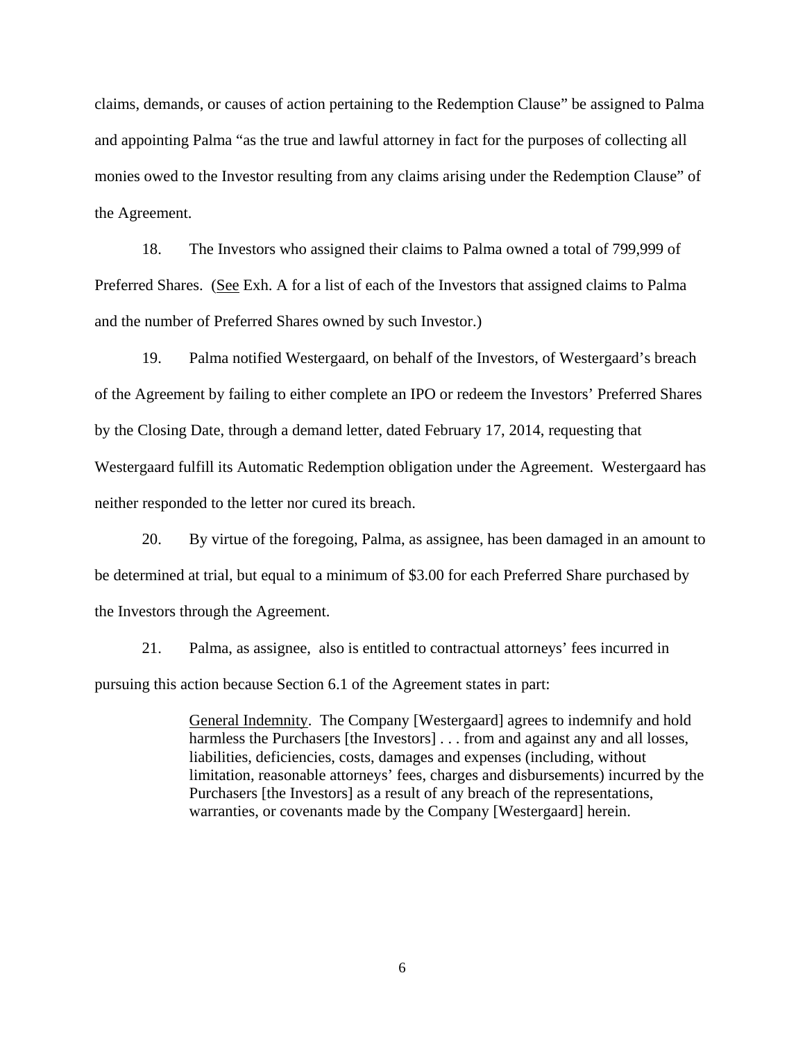claims, demands, or causes of action pertaining to the Redemption Clause" be assigned to Palma and appointing Palma "as the true and lawful attorney in fact for the purposes of collecting all monies owed to the Investor resulting from any claims arising under the Redemption Clause" of the Agreement.

18. The Investors who assigned their claims to Palma owned a total of 799,999 of Preferred Shares. (See Exh. A for a list of each of the Investors that assigned claims to Palma and the number of Preferred Shares owned by such Investor.)

19. Palma notified Westergaard, on behalf of the Investors, of Westergaard's breach of the Agreement by failing to either complete an IPO or redeem the Investors' Preferred Shares by the Closing Date, through a demand letter, dated February 17, 2014, requesting that Westergaard fulfill its Automatic Redemption obligation under the Agreement. Westergaard has neither responded to the letter nor cured its breach.

20. By virtue of the foregoing, Palma, as assignee, has been damaged in an amount to be determined at trial, but equal to a minimum of $3.00 for each Preferred Share purchased by the Investors through the Agreement.

21. Palma, as assignee, also is entitled to contractual attorneys' fees incurred in pursuing this action because Section 6.1 of the Agreement states in part:

> General Indemnity. The Company [Westergaard] agrees to indemnify and hold harmless the Purchasers [the Investors] . . . from and against any and all losses, liabilities, deficiencies, costs, damages and expenses (including, without limitation, reasonable attorneys' fees, charges and disbursements) incurred by the Purchasers [the Investors] as a result of any breach of the representations, warranties, or covenants made by the Company [Westergaard] herein.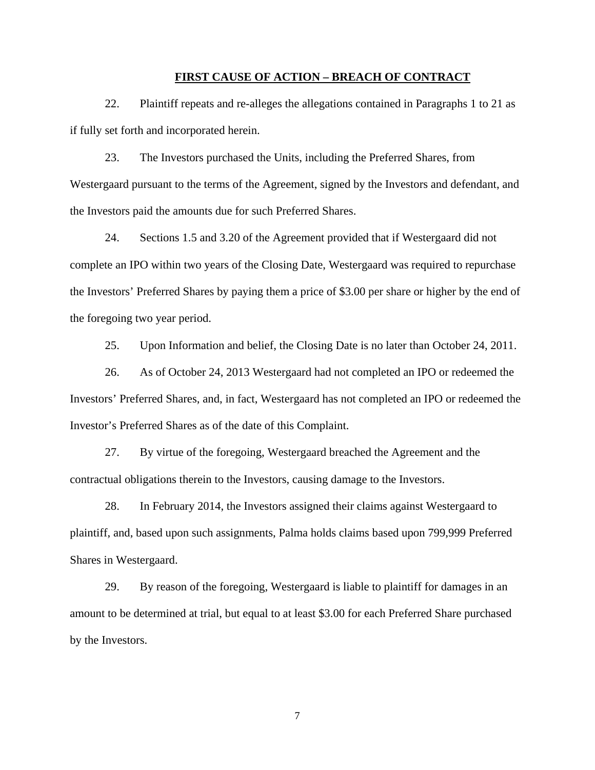## FIRST CAUSE OF ACTION – BREACH OF CONTRACT

22. Plaintiff repeats and re-alleges the allegations contained in Paragraphs 1 to 21 as if fully set forth and incorporated herein.

23. The Investors purchased the Units, including the Preferred Shares, from Westergaard pursuant to the terms of the Agreement, signed by the Investors and defendant, and the Investors paid the amounts due for such Preferred Shares.

24. Sections 1.5 and 3.20 of the Agreement provided that if Westergaard did not complete an IPO within two years of the Closing Date, Westergaard was required to repurchase the Investors' Preferred Shares by paying them a price of $3.00 per share or higher by the end of the foregoing two year period.

25. Upon Information and belief, the Closing Date is no later than October 24, 2011.

26. As of October 24, 2013 Westergaard had not completed an IPO or redeemed the Investors' Preferred Shares, and, in fact, Westergaard has not completed an IPO or redeemed the Investor's Preferred Shares as of the date of this Complaint.

27. By virtue of the foregoing, Westergaard breached the Agreement and the contractual obligations therein to the Investors, causing damage to the Investors.

28. In February 2014, the Investors assigned their claims against Westergaard to plaintiff, and, based upon such assignments, Palma holds claims based upon 799,999 Preferred Shares in Westergaard.

29. By reason of the foregoing, Westergaard is liable to plaintiff for damages in an amount to be determined at trial, but equal to at least $3.00 for each Preferred Share purchased by the Investors.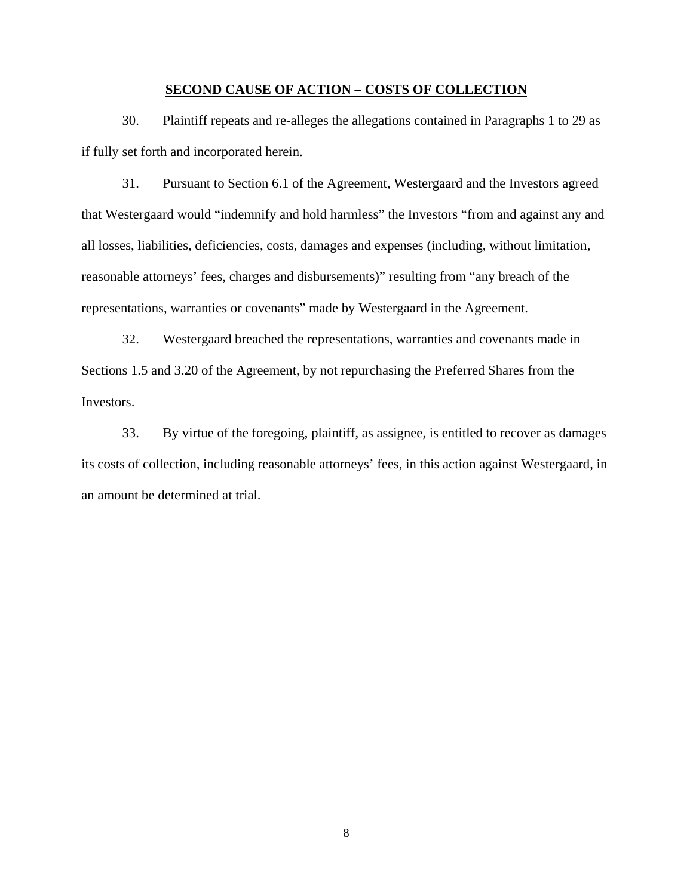## SECOND CAUSE OF ACTION – COSTS OF COLLECTION

30. Plaintiff repeats and re-alleges the allegations contained in Paragraphs 1 to 29 as if fully set forth and incorporated herein.

31. Pursuant to Section 6.1 of the Agreement, Westergaard and the Investors agreed that Westergaard would "indemnify and hold harmless" the Investors "from and against any and all losses, liabilities, deficiencies, costs, damages and expenses (including, without limitation, reasonable attorneys' fees, charges and disbursements)" resulting from "any breach of the representations, warranties or covenants" made by Westergaard in the Agreement.

32. Westergaard breached the representations, warranties and covenants made in Sections 1.5 and 3.20 of the Agreement, by not repurchasing the Preferred Shares from the Investors.

33. By virtue of the foregoing, plaintiff, as assignee, is entitled to recover as damages its costs of collection, including reasonable attorneys' fees, in this action against Westergaard, in an amount be determined at trial.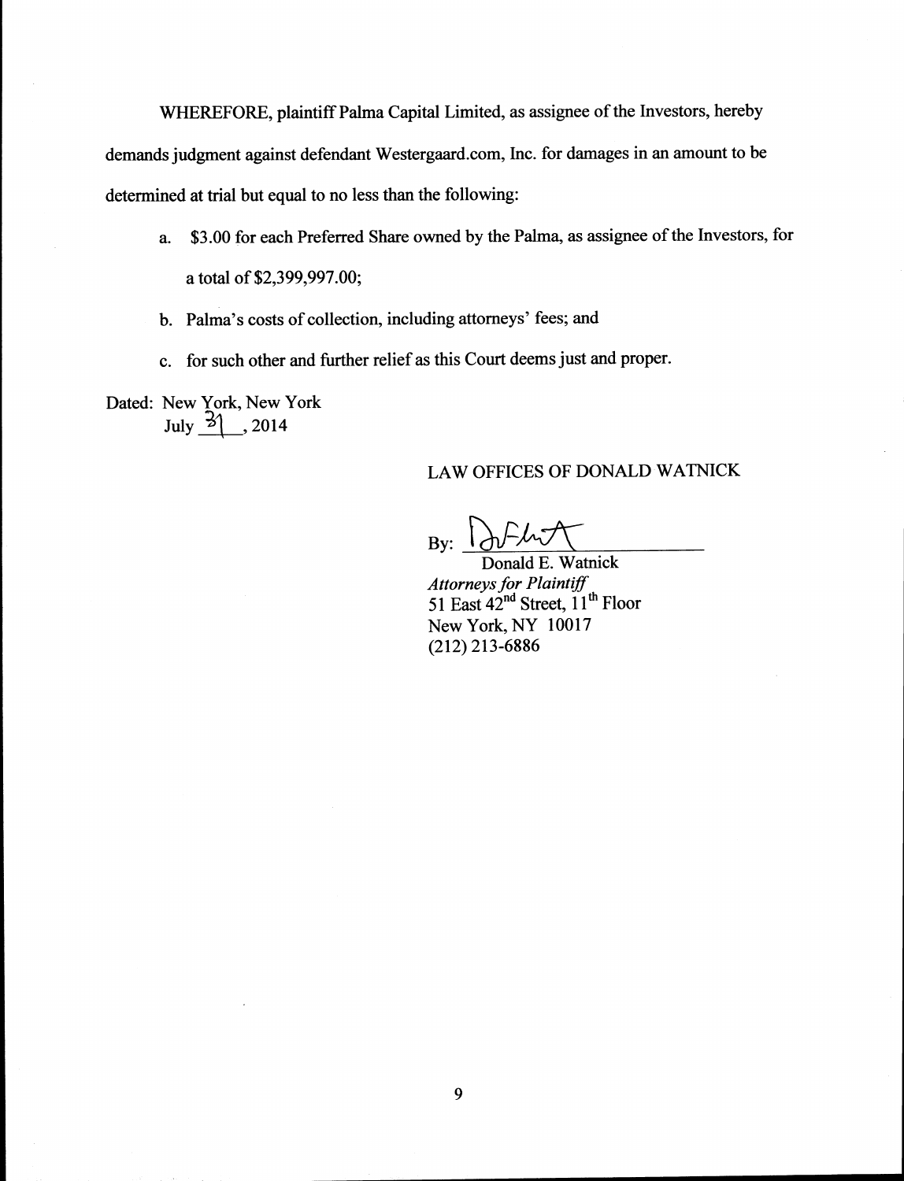WHEREFORE, plaintiff Palma Capital Limited, as assignee of the Investors, hereby demands judgment against defendant Westergaard.com, Inc. for damages in an amount to be determined at trial but equal to no less than the following:

a. \$3.00 for each Preferred Share owned by the Palma, as assignee of the Investors, for a total of \$2,399,997.00;

b. Palma's costs of collection, including attorneys' fees; and

c. for such other and further relief as this Court deems just and proper.

Dated: New York, New York
July 31, 2014

LAW OFFICES OF DONALD WATNICK

By: ______________________
Donald E. Watnick
*Attorneys for Plaintiff*
51 East 42nd Street, 11th Floor
New York, NY 10017
(212) 213-6886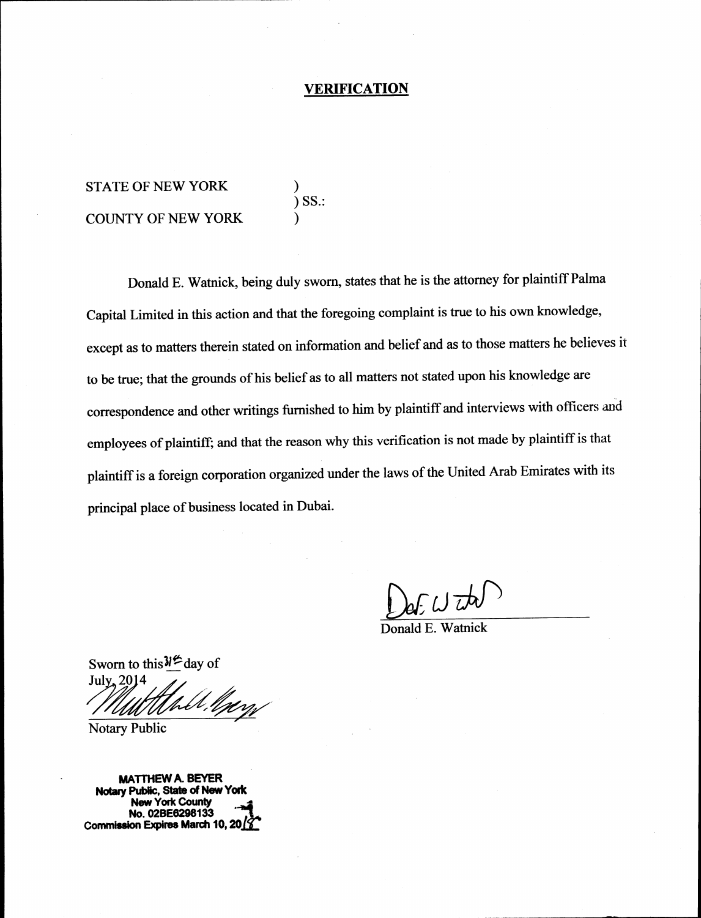# VERIFICATION

STATE OF NEW YORK )
) SS.:
COUNTY OF NEW YORK )

Donald E. Watnick, being duly sworn, states that he is the attorney for plaintiff Palma Capital Limited in this action and that the foregoing complaint is true to his own knowledge, except as to matters therein stated on information and belief and as to those matters he believes it to be true; that the grounds of his belief as to all matters not stated upon his knowledge are correspondence and other writings furnished to him by plaintiff and interviews with officers and employees of plaintiff; and that the reason why this verification is not made by plaintiff is that plaintiff is a foreign corporation organized under the laws of the United Arab Emirates with its principal place of business located in Dubai.

Donald E. Watnick

Sworn to this 31st day of
July, 2014

Notary Public

**MATTHEW A. BEYER**
**Notary Public, State of New York**
**New York County**
**No. 02BE6298133**
**Commission Expires March 10, 2018**